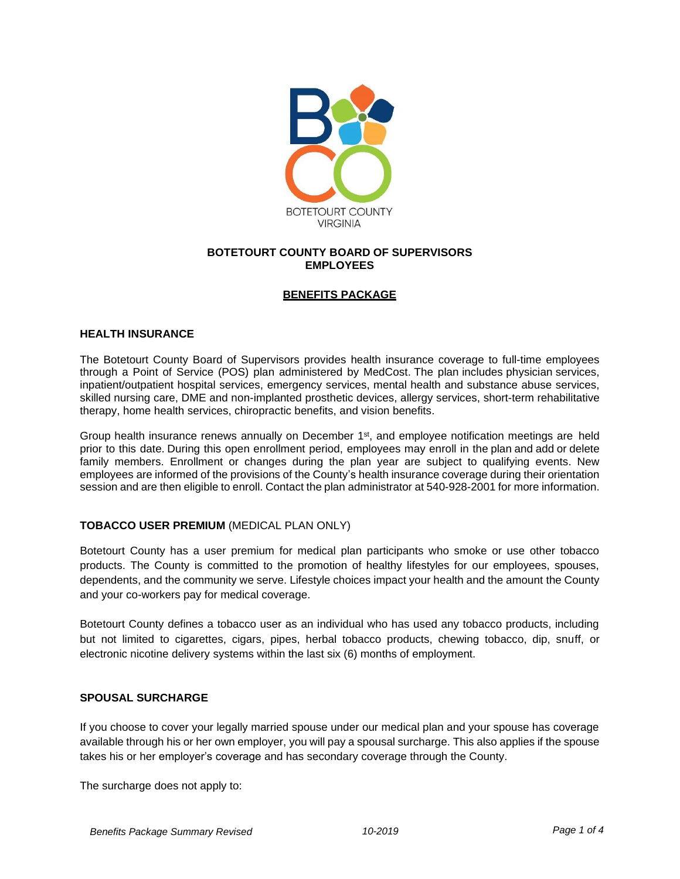BOTETOURT COUNTY
VIRGINIA

# BOTETOURT COUNTY BOARD OF SUPERVISORS EMPLOYEES

## BENEFITS PACKAGE

### HEALTH INSURANCE

The Botetourt County Board of Supervisors provides health insurance coverage to full-time employees through a Point of Service (POS) plan administered by MedCost. The plan includes physician services, inpatient/outpatient hospital services, emergency services, mental health and substance abuse services, skilled nursing care, DME and non-implanted prosthetic devices, allergy services, short-term rehabilitative therapy, home health services, chiropractic benefits, and vision benefits.

Group health insurance renews annually on December 1st, and employee notification meetings are held prior to this date. During this open enrollment period, employees may enroll in the plan and add or delete family members. Enrollment or changes during the plan year are subject to qualifying events. New employees are informed of the provisions of the County's health insurance coverage during their orientation session and are then eligible to enroll. Contact the plan administrator at 540-928-2001 for more information.

### TOBACCO USER PREMIUM (MEDICAL PLAN ONLY)

Botetourt County has a user premium for medical plan participants who smoke or use other tobacco products. The County is committed to the promotion of healthy lifestyles for our employees, spouses, dependents, and the community we serve. Lifestyle choices impact your health and the amount the County and your co-workers pay for medical coverage.

Botetourt County defines a tobacco user as an individual who has used any tobacco products, including but not limited to cigarettes, cigars, pipes, herbal tobacco products, chewing tobacco, dip, snuff, or electronic nicotine delivery systems within the last six (6) months of employment.

### SPOUSAL SURCHARGE

If you choose to cover your legally married spouse under our medical plan and your spouse has coverage available through his or her own employer, you will pay a spousal surcharge. This also applies if the spouse takes his or her employer's coverage and has secondary coverage through the County.

The surcharge does not apply to: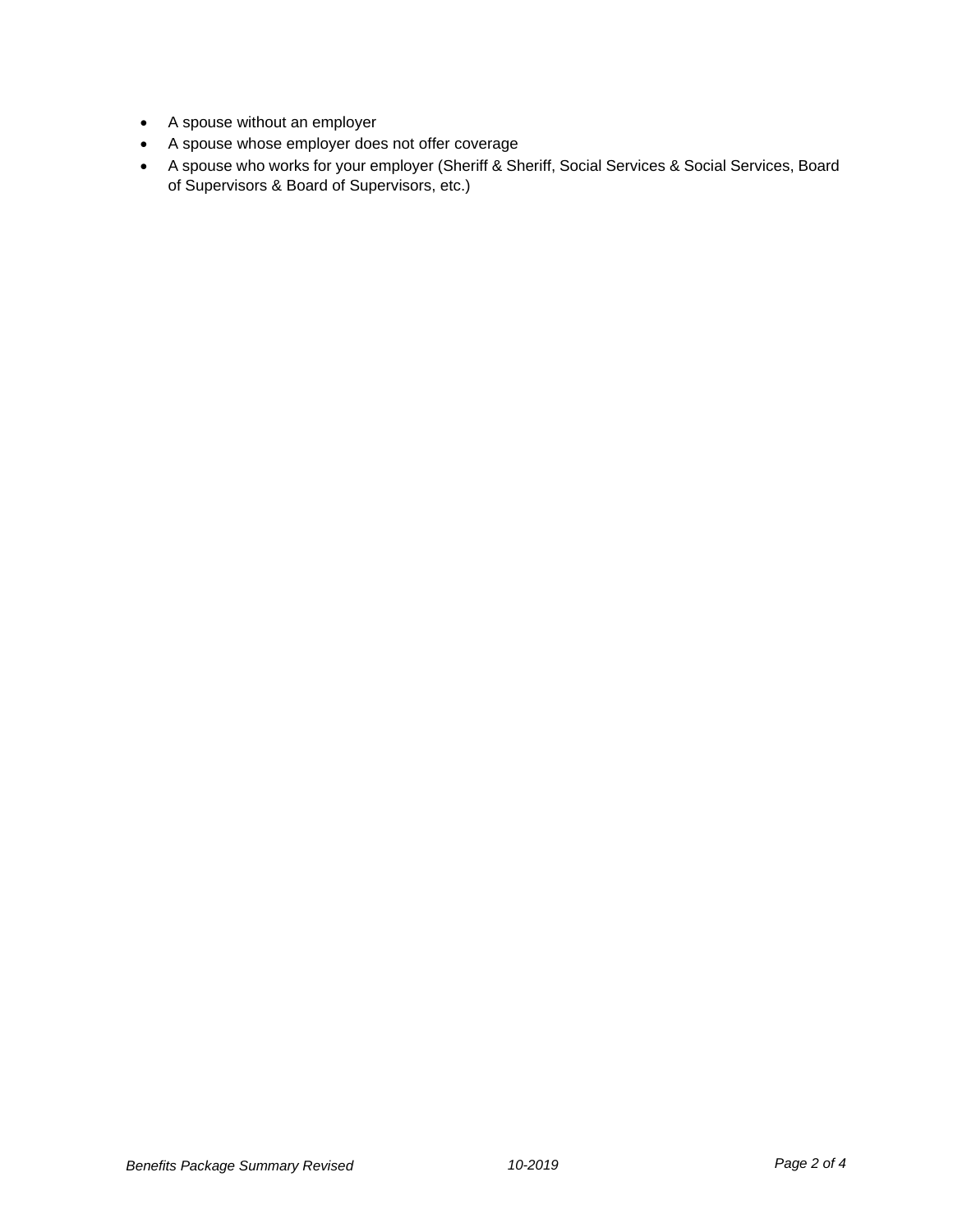- A spouse without an employer
- A spouse whose employer does not offer coverage
- A spouse who works for your employer (Sheriff & Sheriff, Social Services & Social Services, Board of Supervisors & Board of Supervisors, etc.)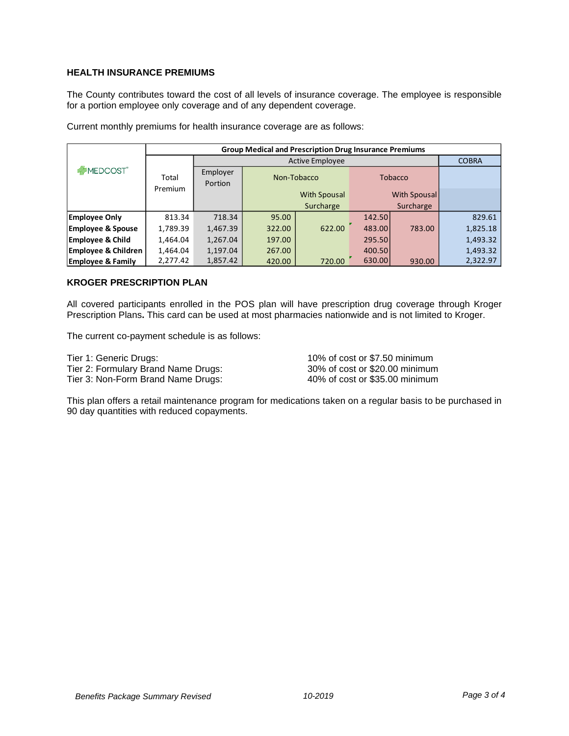### HEALTH INSURANCE PREMIUMS

The County contributes toward the cost of all levels of insurance coverage. The employee is responsible for a portion employee only coverage and of any dependent coverage.

Current monthly premiums for health insurance coverage are as follows:

| MEDCOST® | Group Medical and Prescription Drug Insurance Premiums | | | | | | |
|---|---|---|---|---|---|---|---|
| | Total Premium | Active Employee | | | | | COBRA |
| | | Employer Portion | Non-Tobacco | | Tobacco | | |
| | | | | With Spousal Surcharge | | With Spousal Surcharge | |
| **Employee Only** | 813.34 | 718.34 | 95.00 | | 142.50 | | 829.61 |
| **Employee & Spouse** | 1,789.39 | 1,467.39 | 322.00 | 622.00 | 483.00 | 783.00 | 1,825.18 |
| **Employee & Child** | 1,464.04 | 1,267.04 | 197.00 | | 295.50 | | 1,493.32 |
| **Employee & Children** | 1,464.04 | 1,197.04 | 267.00 | | 400.50 | | 1,493.32 |
| **Employee & Family** | 2,277.42 | 1,857.42 | 420.00 | 720.00 | 630.00 | 930.00 | 2,322.97 |

### KROGER PRESCRIPTION PLAN

All covered participants enrolled in the POS plan will have prescription drug coverage through Kroger Prescription Plans**.** This card can be used at most pharmacies nationwide and is not limited to Kroger.

The current co-payment schedule is as follows:

| | |
|---|---|
| Tier 1: Generic Drugs: | 10% of cost or $7.50 minimum |
| Tier 2: Formulary Brand Name Drugs: | 30% of cost or $20.00 minimum |
| Tier 3: Non-Form Brand Name Drugs: | 40% of cost or $35.00 minimum |

This plan offers a retail maintenance program for medications taken on a regular basis to be purchased in 90 day quantities with reduced copayments.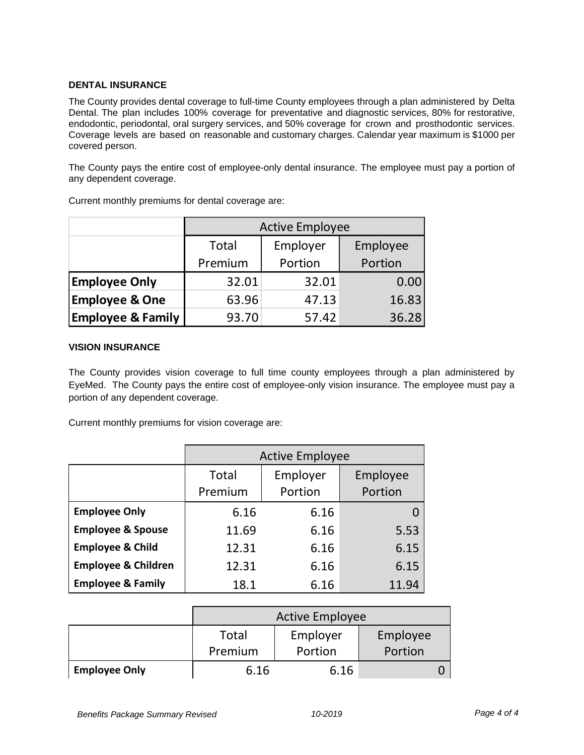### DENTAL INSURANCE

The County provides dental coverage to full-time County employees through a plan administered by Delta Dental. The plan includes 100% coverage for preventative and diagnostic services, 80% for restorative, endodontic, periodontal, oral surgery services, and 50% coverage for crown and prosthodontic services. Coverage levels are based on reasonable and customary charges. Calendar year maximum is $1000 per covered person.

The County pays the entire cost of employee-only dental insurance. The employee must pay a portion of any dependent coverage.

Current monthly premiums for dental coverage are:

| | Active Employee | | |
|---|---|---|---|
| | Total Premium | Employer Portion | Employee Portion |
| **Employee Only** | 32.01 | 32.01 | 0.00 |
| **Employee & One** | 63.96 | 47.13 | 16.83 |
| **Employee & Family** | 93.70 | 57.42 | 36.28 |

### VISION INSURANCE

The County provides vision coverage to full time county employees through a plan administered by EyeMed. The County pays the entire cost of employee-only vision insurance. The employee must pay a portion of any dependent coverage.

Current monthly premiums for vision coverage are:

| | Active Employee | | |
|---|---|---|---|
| | Total Premium | Employer Portion | Employee Portion |
| **Employee Only** | 6.16 | 6.16 | 0 |
| **Employee & Spouse** | 11.69 | 6.16 | 5.53 |
| **Employee & Child** | 12.31 | 6.16 | 6.15 |
| **Employee & Children** | 12.31 | 6.16 | 6.15 |
| **Employee & Family** | 18.1 | 6.16 | 11.94 |

| | Active Employee | | |
|---|---|---|---|
| | Total Premium | Employer Portion | Employee Portion |
| **Employee Only** | 6.16 | 6.16 | 0 |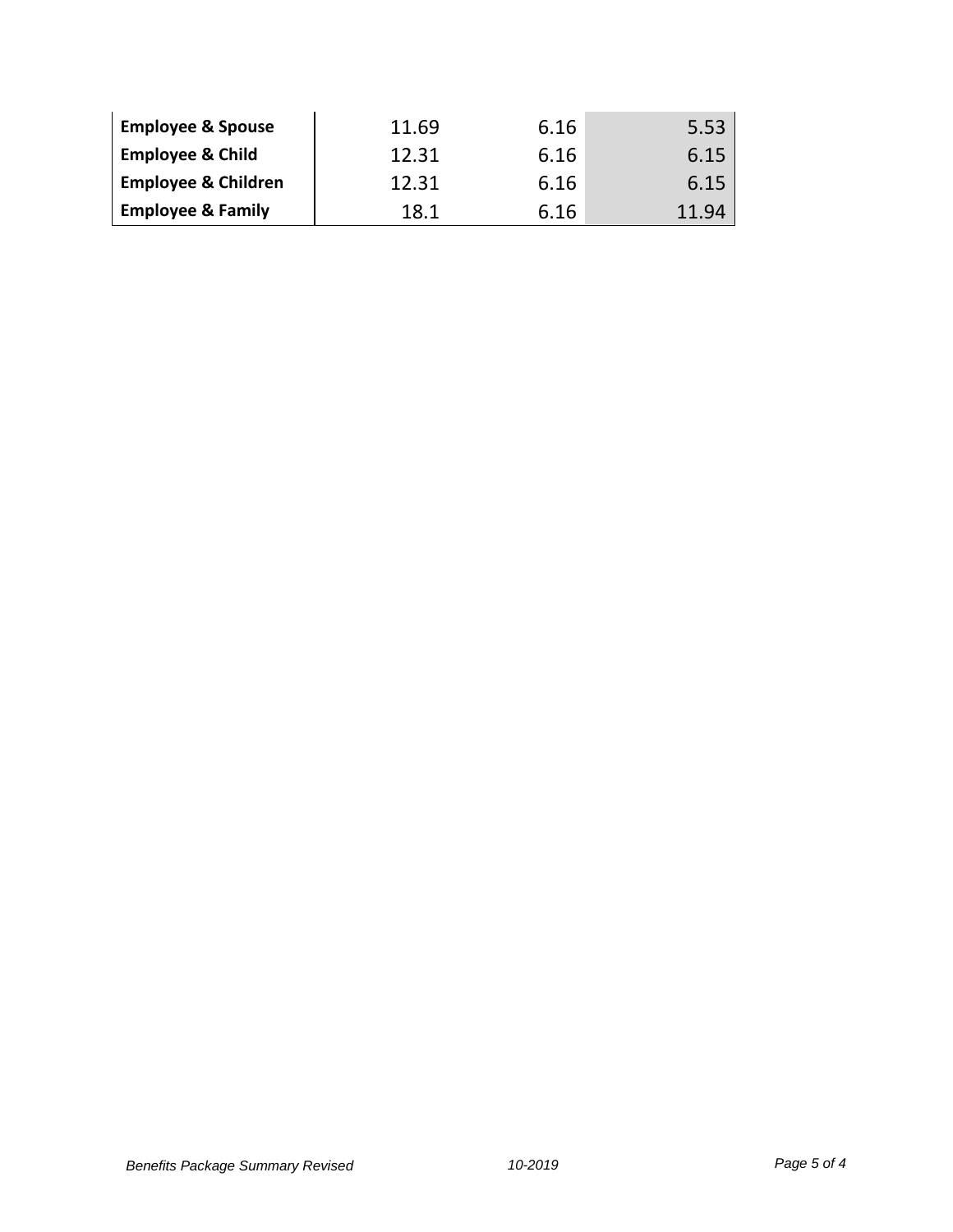| | | | |
|---|---|---|---|
| **Employee & Spouse** | 11.69 | 6.16 | 5.53 |
| **Employee & Child** | 12.31 | 6.16 | 6.15 |
| **Employee & Children** | 12.31 | 6.16 | 6.15 |
| **Employee & Family** | 18.1 | 6.16 | 11.94 |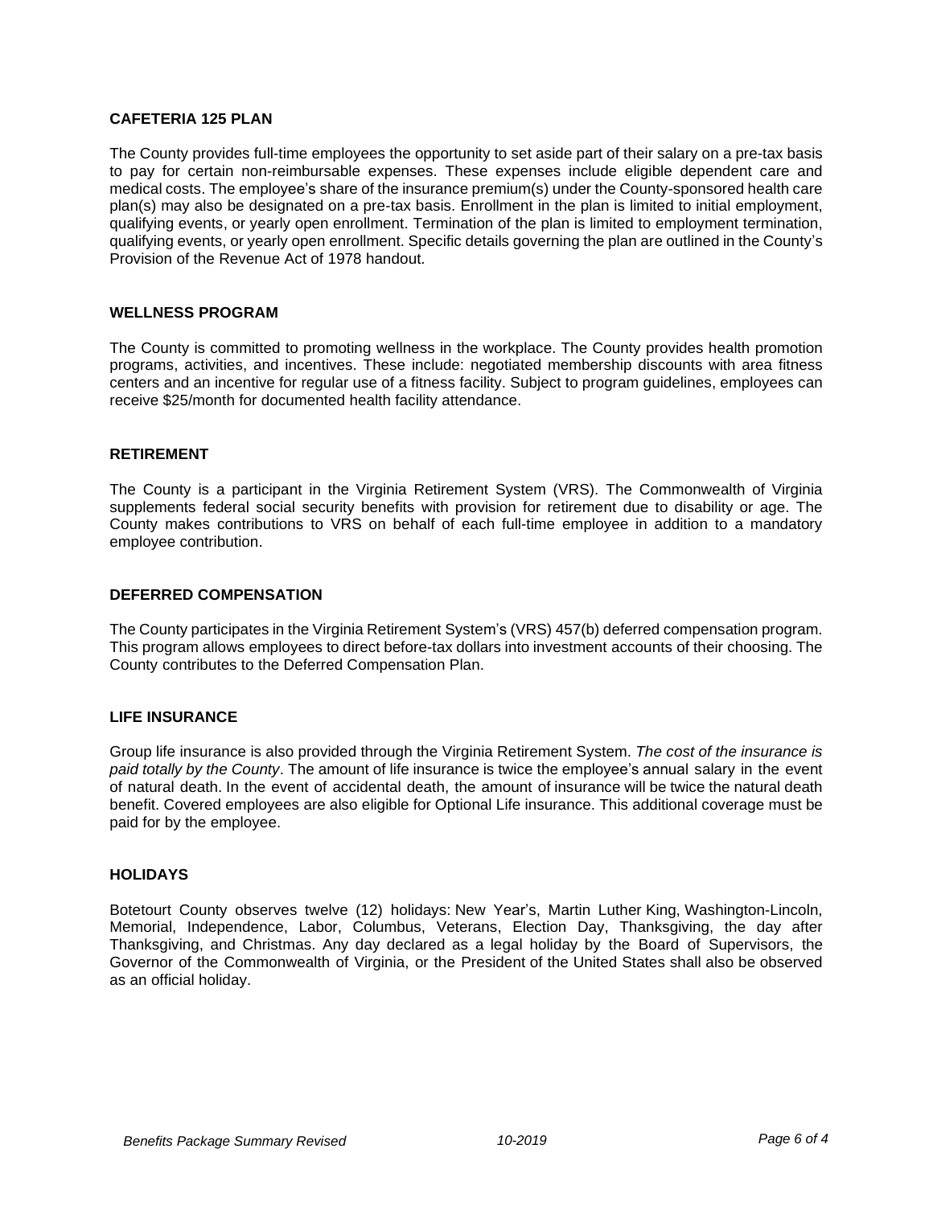## CAFETERIA 125 PLAN

The County provides full-time employees the opportunity to set aside part of their salary on a pre-tax basis to pay for certain non-reimbursable expenses. These expenses include eligible dependent care and medical costs. The employee's share of the insurance premium(s) under the County-sponsored health care plan(s) may also be designated on a pre-tax basis. Enrollment in the plan is limited to initial employment, qualifying events, or yearly open enrollment. Termination of the plan is limited to employment termination, qualifying events, or yearly open enrollment. Specific details governing the plan are outlined in the County's Provision of the Revenue Act of 1978 handout.

## WELLNESS PROGRAM

The County is committed to promoting wellness in the workplace. The County provides health promotion programs, activities, and incentives. These include: negotiated membership discounts with area fitness centers and an incentive for regular use of a fitness facility. Subject to program guidelines, employees can receive $25/month for documented health facility attendance.

## RETIREMENT

The County is a participant in the Virginia Retirement System (VRS). The Commonwealth of Virginia supplements federal social security benefits with provision for retirement due to disability or age. The County makes contributions to VRS on behalf of each full-time employee in addition to a mandatory employee contribution.

## DEFERRED COMPENSATION

The County participates in the Virginia Retirement System's (VRS) 457(b) deferred compensation program. This program allows employees to direct before-tax dollars into investment accounts of their choosing. The County contributes to the Deferred Compensation Plan.

## LIFE INSURANCE

Group life insurance is also provided through the Virginia Retirement System. *The cost of the insurance is paid totally by the County*. The amount of life insurance is twice the employee's annual salary in the event of natural death. In the event of accidental death, the amount of insurance will be twice the natural death benefit. Covered employees are also eligible for Optional Life insurance. This additional coverage must be paid for by the employee.

## HOLIDAYS

Botetourt County observes twelve (12) holidays: New Year's, Martin Luther King, Washington-Lincoln, Memorial, Independence, Labor, Columbus, Veterans, Election Day, Thanksgiving, the day after Thanksgiving, and Christmas. Any day declared as a legal holiday by the Board of Supervisors, the Governor of the Commonwealth of Virginia, or the President of the United States shall also be observed as an official holiday.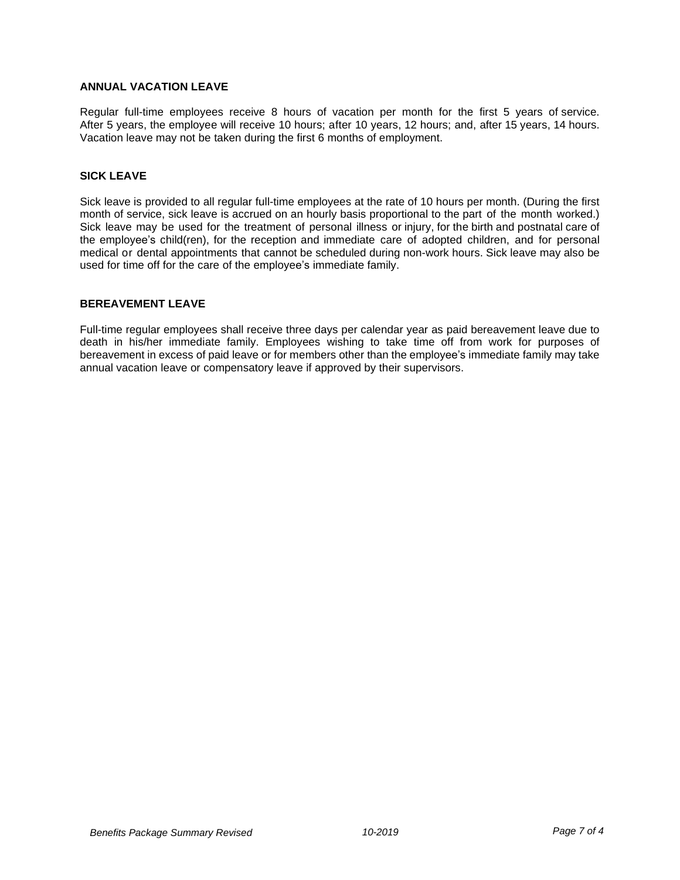## ANNUAL VACATION LEAVE

Regular full-time employees receive 8 hours of vacation per month for the first 5 years of service. After 5 years, the employee will receive 10 hours; after 10 years, 12 hours; and, after 15 years, 14 hours. Vacation leave may not be taken during the first 6 months of employment.

## SICK LEAVE

Sick leave is provided to all regular full-time employees at the rate of 10 hours per month. (During the first month of service, sick leave is accrued on an hourly basis proportional to the part of the month worked.) Sick leave may be used for the treatment of personal illness or injury, for the birth and postnatal care of the employee's child(ren), for the reception and immediate care of adopted children, and for personal medical or dental appointments that cannot be scheduled during non-work hours. Sick leave may also be used for time off for the care of the employee's immediate family.

## BEREAVEMENT LEAVE

Full-time regular employees shall receive three days per calendar year as paid bereavement leave due to death in his/her immediate family. Employees wishing to take time off from work for purposes of bereavement in excess of paid leave or for members other than the employee's immediate family may take annual vacation leave or compensatory leave if approved by their supervisors.